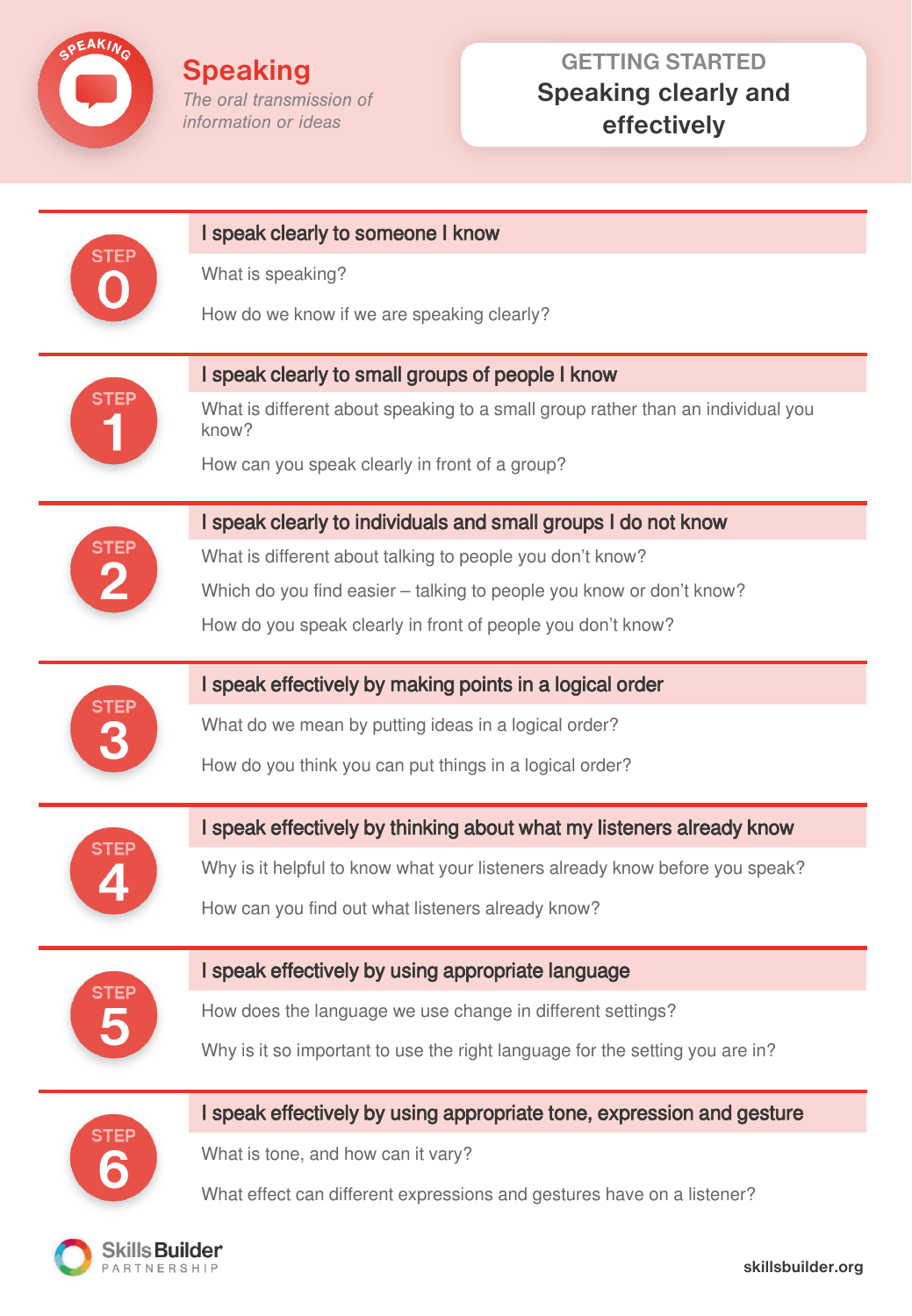# Speaking

*The oral transmission of information or ideas*

**GETTING STARTED**

**Speaking clearly and effectively**

## STEP 0 — I speak clearly to someone I know

What is speaking?

How do we know if we are speaking clearly?

## STEP 1 — I speak clearly to small groups of people I know

What is different about speaking to a small group rather than an individual you know?

How can you speak clearly in front of a group?

## STEP 2 — I speak clearly to individuals and small groups I do not know

What is different about talking to people you don't know?

Which do you find easier – talking to people you know or don't know?

How do you speak clearly in front of people you don't know?

## STEP 3 — I speak effectively by making points in a logical order

What do we mean by putting ideas in a logical order?

How do you think you can put things in a logical order?

## STEP 4 — I speak effectively by thinking about what my listeners already know

Why is it helpful to know what your listeners already know before you speak?

How can you find out what listeners already know?

## STEP 5 — I speak effectively by using appropriate language

How does the language we use change in different settings?

Why is it so important to use the right language for the setting you are in?

## STEP 6 — I speak effectively by using appropriate tone, expression and gesture

What is tone, and how can it vary?

What effect can different expressions and gestures have on a listener?

Skills Builder PARTNERSHIP

skillsbuilder.org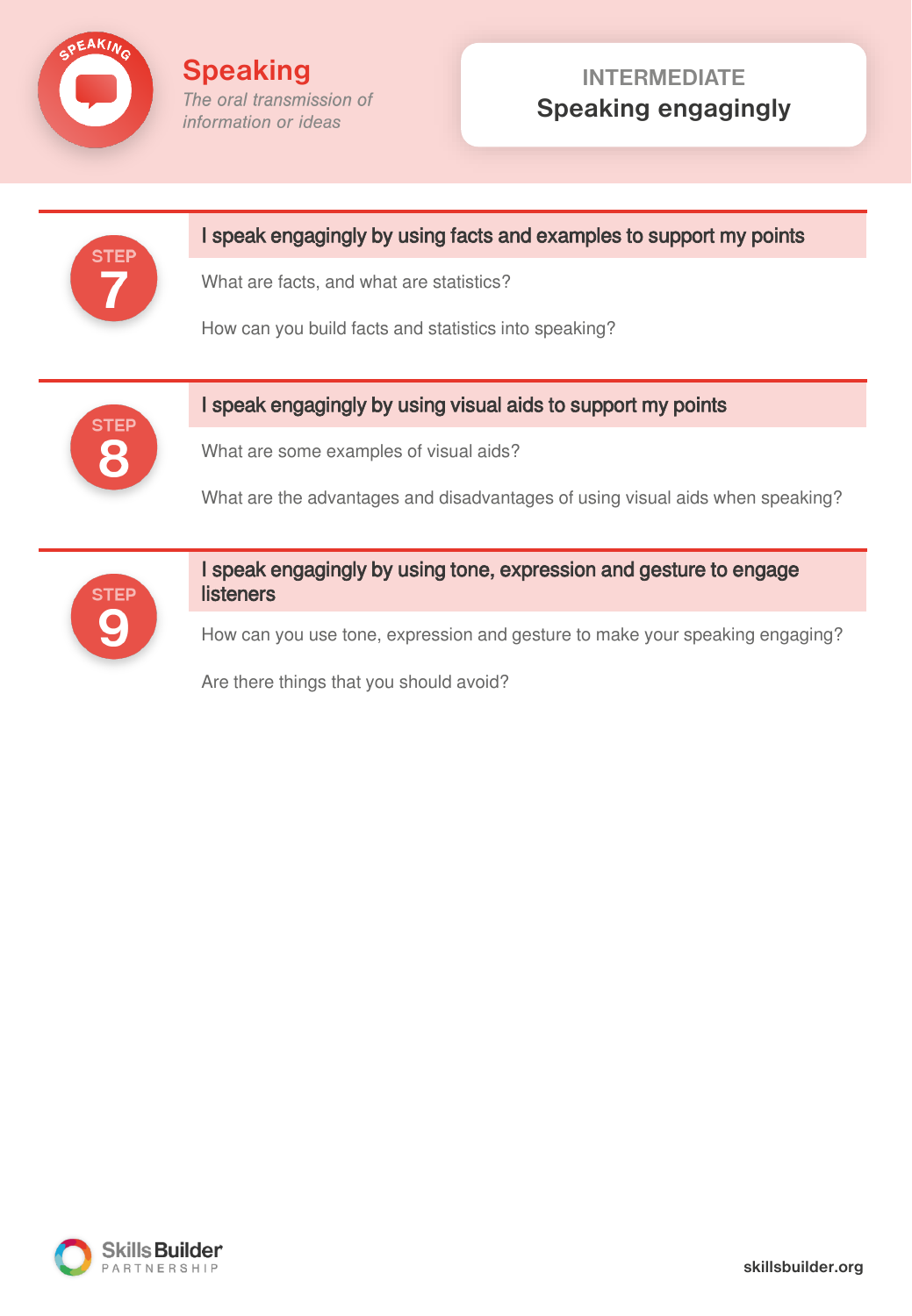# Speaking

*The oral transmission of information or ideas*

**INTERMEDIATE**
**Speaking engagingly**

## STEP 7

### I speak engagingly by using facts and examples to support my points

What are facts, and what are statistics?

How can you build facts and statistics into speaking?

## STEP 8

### I speak engagingly by using visual aids to support my points

What are some examples of visual aids?

What are the advantages and disadvantages of using visual aids when speaking?

## STEP 9

### I speak engagingly by using tone, expression and gesture to engage listeners

How can you use tone, expression and gesture to make your speaking engaging?

Are there things that you should avoid?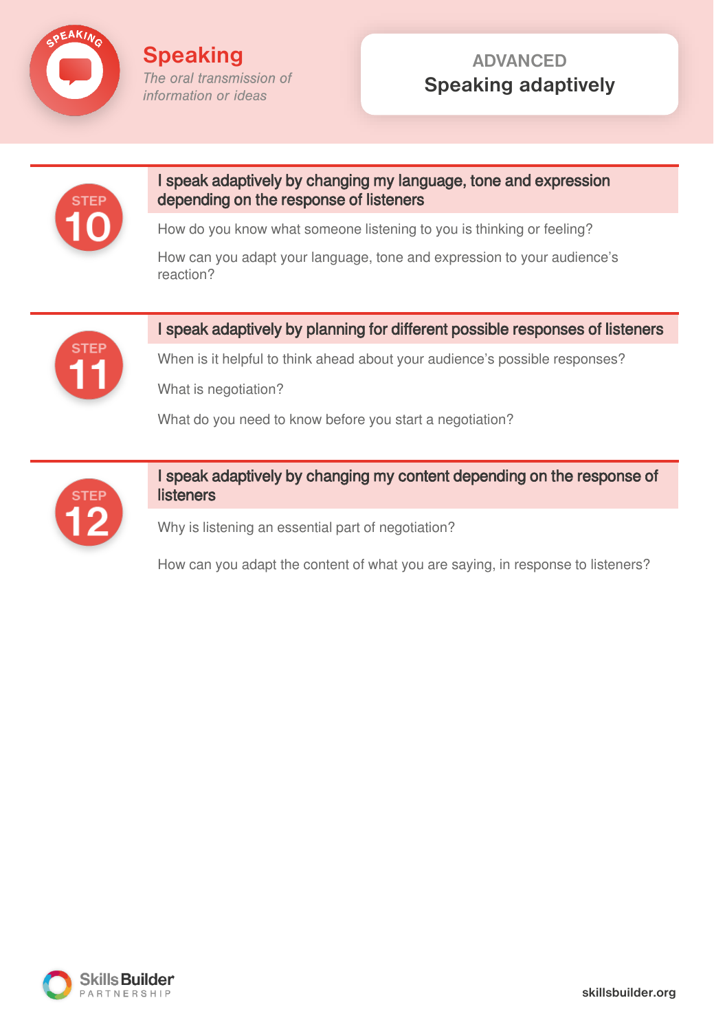# Speaking

*The oral transmission of information or ideas*

**ADVANCED**
**Speaking adaptively**

## STEP 10

### I speak adaptively by changing my language, tone and expression depending on the response of listeners

How do you know what someone listening to you is thinking or feeling?

How can you adapt your language, tone and expression to your audience's reaction?

## STEP 11

### I speak adaptively by planning for different possible responses of listeners

When is it helpful to think ahead about your audience's possible responses?

What is negotiation?

What do you need to know before you start a negotiation?

## STEP 12

### I speak adaptively by changing my content depending on the response of listeners

Why is listening an essential part of negotiation?

How can you adapt the content of what you are saying, in response to listeners?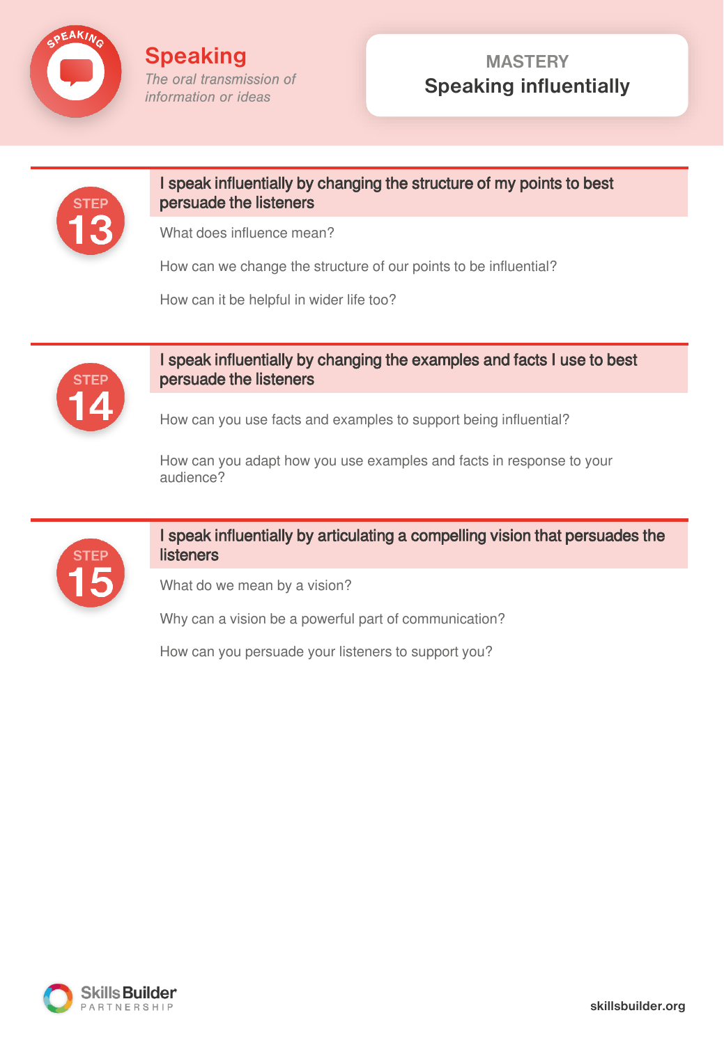# Speaking

*The oral transmission of information or ideas*

## MASTERY
## Speaking influentially

### STEP 13

**I speak influentially by changing the structure of my points to best persuade the listeners**

What does influence mean?

How can we change the structure of our points to be influential?

How can it be helpful in wider life too?

### STEP 14

**I speak influentially by changing the examples and facts I use to best persuade the listeners**

How can you use facts and examples to support being influential?

How can you adapt how you use examples and facts in response to your audience?

### STEP 15

**I speak influentially by articulating a compelling vision that persuades the listeners**

What do we mean by a vision?

Why can a vision be a powerful part of communication?

How can you persuade your listeners to support you?

Skills Builder PARTNERSHIP

skillsbuilder.org